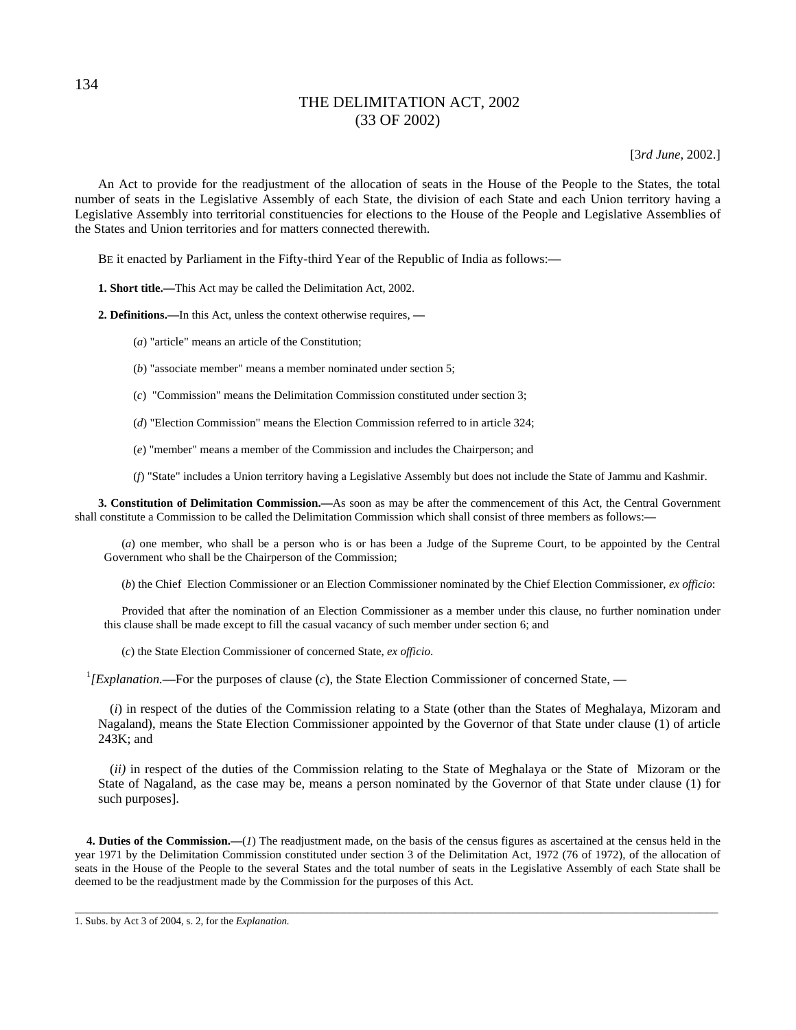# THE DELIMITATION ACT, 2002
## (33 OF 2002)

[3*rd June*, 2002.]

An Act to provide for the readjustment of the allocation of seats in the House of the People to the States, the total number of seats in the Legislative Assembly of each State, the division of each State and each Union territory having a Legislative Assembly into territorial constituencies for elections to the House of the People and Legislative Assemblies of the States and Union territories and for matters connected therewith.

BE it enacted by Parliament in the Fifty-third Year of the Republic of India as follows:—

**1. Short title.—**This Act may be called the Delimitation Act, 2002.

**2. Definitions.—**In this Act, unless the context otherwise requires, —

(*a*) "article" means an article of the Constitution;

(*b*) "associate member" means a member nominated under section 5;

(*c*) "Commission" means the Delimitation Commission constituted under section 3;

(*d*) "Election Commission" means the Election Commission referred to in article 324;

(*e*) "member" means a member of the Commission and includes the Chairperson; and

(*f*) "State" includes a Union territory having a Legislative Assembly but does not include the State of Jammu and Kashmir.

**3. Constitution of Delimitation Commission.—**As soon as may be after the commencement of this Act, the Central Government shall constitute a Commission to be called the Delimitation Commission which shall consist of three members as follows:—

(*a*) one member, who shall be a person who is or has been a Judge of the Supreme Court, to be appointed by the Central Government who shall be the Chairperson of the Commission;

(*b*) the Chief Election Commissioner or an Election Commissioner nominated by the Chief Election Commissioner, *ex officio*:

Provided that after the nomination of an Election Commissioner as a member under this clause, no further nomination under this clause shall be made except to fill the casual vacancy of such member under section 6; and

(*c*) the State Election Commissioner of concerned State, *ex officio*.

[1][*Explanation.*—For the purposes of clause (*c*), the State Election Commissioner of concerned State, —

(*i*) in respect of the duties of the Commission relating to a State (other than the States of Meghalaya, Mizoram and Nagaland), means the State Election Commissioner appointed by the Governor of that State under clause (1) of article 243K; and

(*ii)* in respect of the duties of the Commission relating to the State of Meghalaya or the State of Mizoram or the State of Nagaland, as the case may be, means a person nominated by the Governor of that State under clause (1) for such purposes].

**4. Duties of the Commission.—**(*1*) The readjustment made, on the basis of the census figures as ascertained at the census held in the year 1971 by the Delimitation Commission constituted under section 3 of the Delimitation Act, 1972 (76 of 1972), of the allocation of seats in the House of the People to the several States and the total number of seats in the Legislative Assembly of each State shall be deemed to be the readjustment made by the Commission for the purposes of this Act.

---

1. Subs. by Act 3 of 2004, s. 2, for the *Explanation.*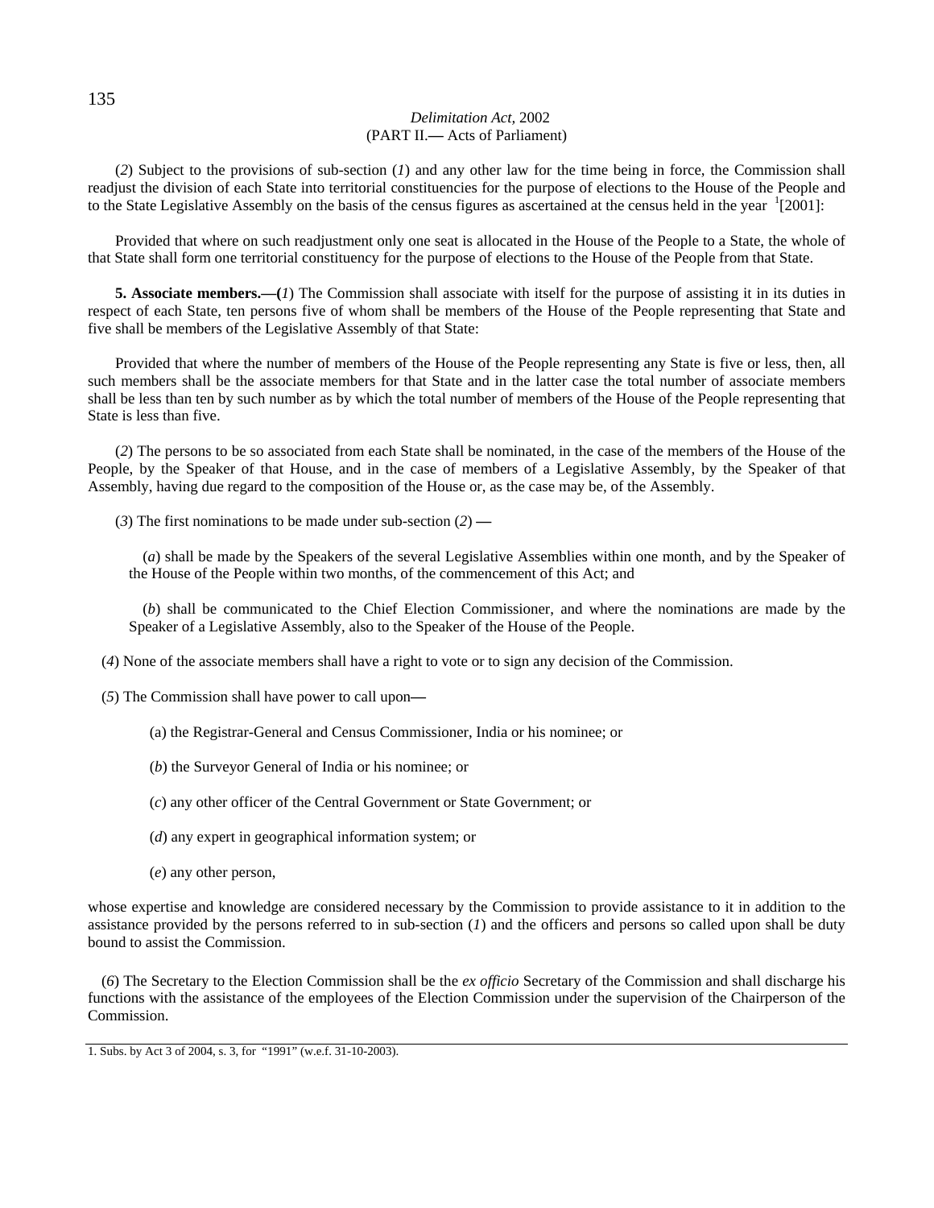(*2*) Subject to the provisions of sub-section (*1*) and any other law for the time being in force, the Commission shall readjust the division of each State into territorial constituencies for the purpose of elections to the House of the People and to the State Legislative Assembly on the basis of the census figures as ascertained at the census held in the year [1][2001]:

Provided that where on such readjustment only one seat is allocated in the House of the People to a State, the whole of that State shall form one territorial constituency for the purpose of elections to the House of the People from that State.

**5. Associate members.—(***1***)** The Commission shall associate with itself for the purpose of assisting it in its duties in respect of each State, ten persons five of whom shall be members of the House of the People representing that State and five shall be members of the Legislative Assembly of that State:

Provided that where the number of members of the House of the People representing any State is five or less, then, all such members shall be the associate members for that State and in the latter case the total number of associate members shall be less than ten by such number as by which the total number of members of the House of the People representing that State is less than five.

(*2*) The persons to be so associated from each State shall be nominated, in the case of the members of the House of the People, by the Speaker of that House, and in the case of members of a Legislative Assembly, by the Speaker of that Assembly, having due regard to the composition of the House or, as the case may be, of the Assembly.

(*3*) The first nominations to be made under sub-section (*2*) **—**

(*a*) shall be made by the Speakers of the several Legislative Assemblies within one month, and by the Speaker of the House of the People within two months, of the commencement of this Act; and

(*b*) shall be communicated to the Chief Election Commissioner, and where the nominations are made by the Speaker of a Legislative Assembly, also to the Speaker of the House of the People.

(*4*) None of the associate members shall have a right to vote or to sign any decision of the Commission.

(*5*) The Commission shall have power to call upon**—**

(a) the Registrar-General and Census Commissioner, India or his nominee; or

(*b*) the Surveyor General of India or his nominee; or

(*c*) any other officer of the Central Government or State Government; or

(*d*) any expert in geographical information system; or

(*e*) any other person,

whose expertise and knowledge are considered necessary by the Commission to provide assistance to it in addition to the assistance provided by the persons referred to in sub-section (*1*) and the officers and persons so called upon shall be duty bound to assist the Commission.

(*6*) The Secretary to the Election Commission shall be the *ex officio* Secretary of the Commission and shall discharge his functions with the assistance of the employees of the Election Commission under the supervision of the Chairperson of the Commission.

---

1. Subs. by Act 3 of 2004, s. 3, for "1991" (w.e.f. 31-10-2003).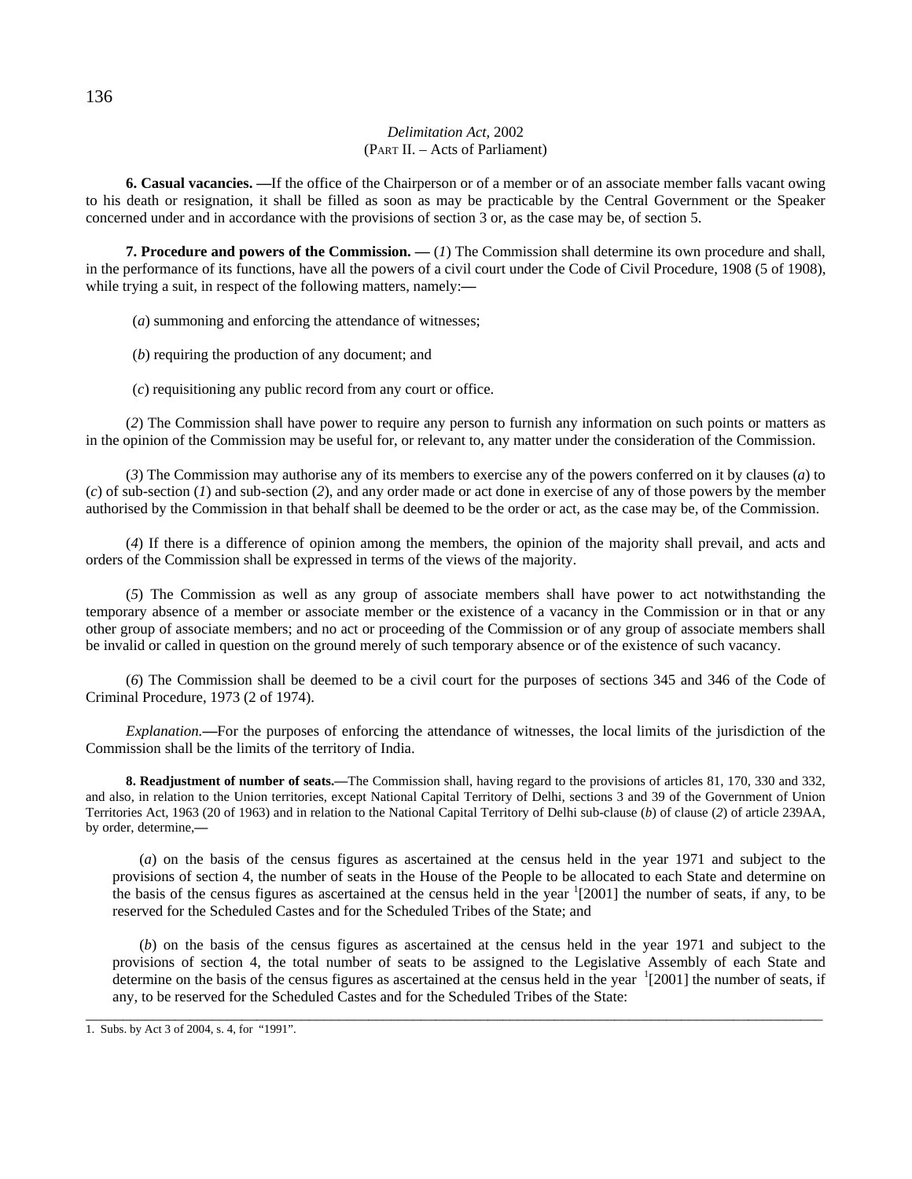**6. Casual vacancies. —**If the office of the Chairperson or of a member or of an associate member falls vacant owing to his death or resignation, it shall be filled as soon as may be practicable by the Central Government or the Speaker concerned under and in accordance with the provisions of section 3 or, as the case may be, of section 5.

**7. Procedure and powers of the Commission. —** (*1*) The Commission shall determine its own procedure and shall, in the performance of its functions, have all the powers of a civil court under the Code of Civil Procedure, 1908 (5 of 1908), while trying a suit, in respect of the following matters, namely:**—**

(*a*) summoning and enforcing the attendance of witnesses;

(*b*) requiring the production of any document; and

(*c*) requisitioning any public record from any court or office.

(*2*) The Commission shall have power to require any person to furnish any information on such points or matters as in the opinion of the Commission may be useful for, or relevant to, any matter under the consideration of the Commission.

(*3*) The Commission may authorise any of its members to exercise any of the powers conferred on it by clauses (*a*) to (*c*) of sub-section (*1*) and sub-section (*2*), and any order made or act done in exercise of any of those powers by the member authorised by the Commission in that behalf shall be deemed to be the order or act, as the case may be, of the Commission.

(*4*) If there is a difference of opinion among the members, the opinion of the majority shall prevail, and acts and orders of the Commission shall be expressed in terms of the views of the majority.

(*5*) The Commission as well as any group of associate members shall have power to act notwithstanding the temporary absence of a member or associate member or the existence of a vacancy in the Commission or in that or any other group of associate members; and no act or proceeding of the Commission or of any group of associate members shall be invalid or called in question on the ground merely of such temporary absence or of the existence of such vacancy.

(*6*) The Commission shall be deemed to be a civil court for the purposes of sections 345 and 346 of the Code of Criminal Procedure, 1973 (2 of 1974).

*Explanation.***—**For the purposes of enforcing the attendance of witnesses, the local limits of the jurisdiction of the Commission shall be the limits of the territory of India.

**8. Readjustment of number of seats.—**The Commission shall, having regard to the provisions of articles 81, 170, 330 and 332, and also, in relation to the Union territories, except National Capital Territory of Delhi, sections 3 and 39 of the Government of Union Territories Act, 1963 (20 of 1963) and in relation to the National Capital Territory of Delhi sub-clause (*b*) of clause (*2*) of article 239AA, by order, determine,**—**

(*a*) on the basis of the census figures as ascertained at the census held in the year 1971 and subject to the provisions of section 4, the number of seats in the House of the People to be allocated to each State and determine on the basis of the census figures as ascertained at the census held in the year [1][2001] the number of seats, if any, to be reserved for the Scheduled Castes and for the Scheduled Tribes of the State; and

(*b*) on the basis of the census figures as ascertained at the census held in the year 1971 and subject to the provisions of section 4, the total number of seats to be assigned to the Legislative Assembly of each State and determine on the basis of the census figures as ascertained at the census held in the year [1][2001] the number of seats, if any, to be reserved for the Scheduled Castes and for the Scheduled Tribes of the State:

---

1. Subs. by Act 3 of 2004, s. 4, for "1991".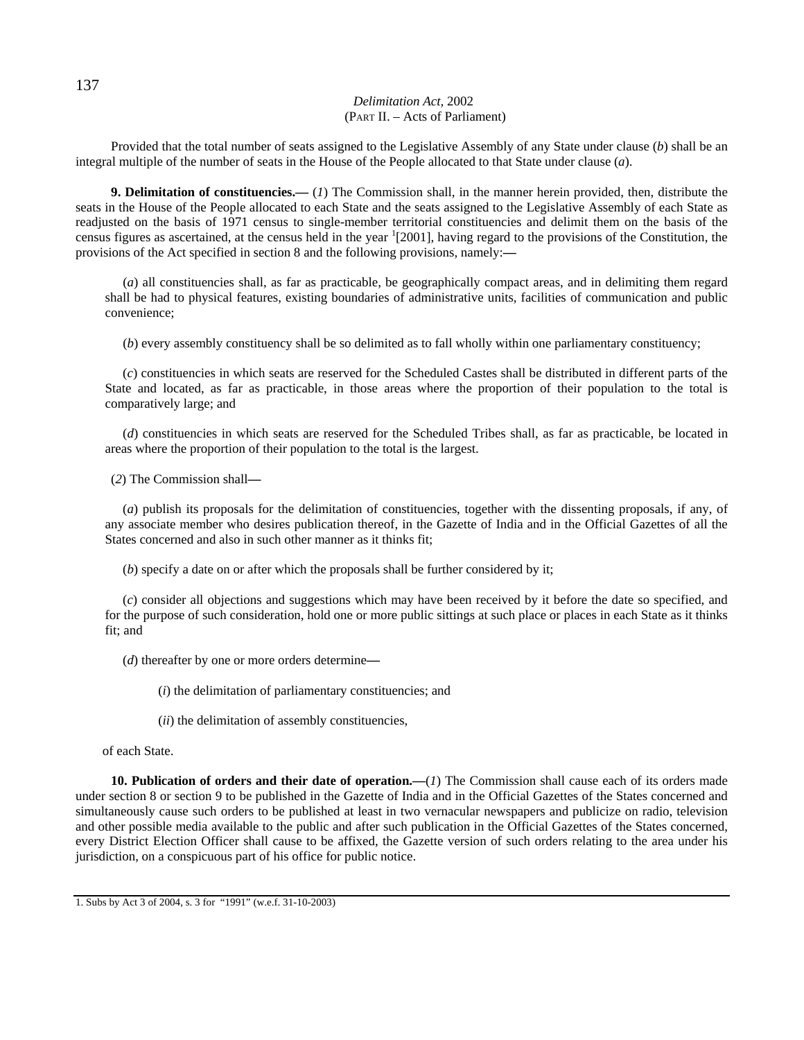Provided that the total number of seats assigned to the Legislative Assembly of any State under clause (*b*) shall be an integral multiple of the number of seats in the House of the People allocated to that State under clause (*a*).

**9. Delimitation of constituencies.—** (*1*) The Commission shall, in the manner herein provided, then, distribute the seats in the House of the People allocated to each State and the seats assigned to the Legislative Assembly of each State as readjusted on the basis of 1971 census to single-member territorial constituencies and delimit them on the basis of the census figures as ascertained, at the census held in the year [1][2001], having regard to the provisions of the Constitution, the provisions of the Act specified in section 8 and the following provisions, namely:—

(*a*) all constituencies shall, as far as practicable, be geographically compact areas, and in delimiting them regard shall be had to physical features, existing boundaries of administrative units, facilities of communication and public convenience;

(*b*) every assembly constituency shall be so delimited as to fall wholly within one parliamentary constituency;

(*c*) constituencies in which seats are reserved for the Scheduled Castes shall be distributed in different parts of the State and located, as far as practicable, in those areas where the proportion of their population to the total is comparatively large; and

(*d*) constituencies in which seats are reserved for the Scheduled Tribes shall, as far as practicable, be located in areas where the proportion of their population to the total is the largest.

(*2*) The Commission shall—

(*a*) publish its proposals for the delimitation of constituencies, together with the dissenting proposals, if any, of any associate member who desires publication thereof, in the Gazette of India and in the Official Gazettes of all the States concerned and also in such other manner as it thinks fit;

(*b*) specify a date on or after which the proposals shall be further considered by it;

(*c*) consider all objections and suggestions which may have been received by it before the date so specified, and for the purpose of such consideration, hold one or more public sittings at such place or places in each State as it thinks fit; and

(*d*) thereafter by one or more orders determine—

(*i*) the delimitation of parliamentary constituencies; and

(*ii*) the delimitation of assembly constituencies,

of each State.

**10. Publication of orders and their date of operation.—**(*1*) The Commission shall cause each of its orders made under section 8 or section 9 to be published in the Gazette of India and in the Official Gazettes of the States concerned and simultaneously cause such orders to be published at least in two vernacular newspapers and publicize on radio, television and other possible media available to the public and after such publication in the Official Gazettes of the States concerned, every District Election Officer shall cause to be affixed, the Gazette version of such orders relating to the area under his jurisdiction, on a conspicuous part of his office for public notice.

---

1. Subs by Act 3 of 2004, s. 3 for "1991" (w.e.f. 31-10-2003)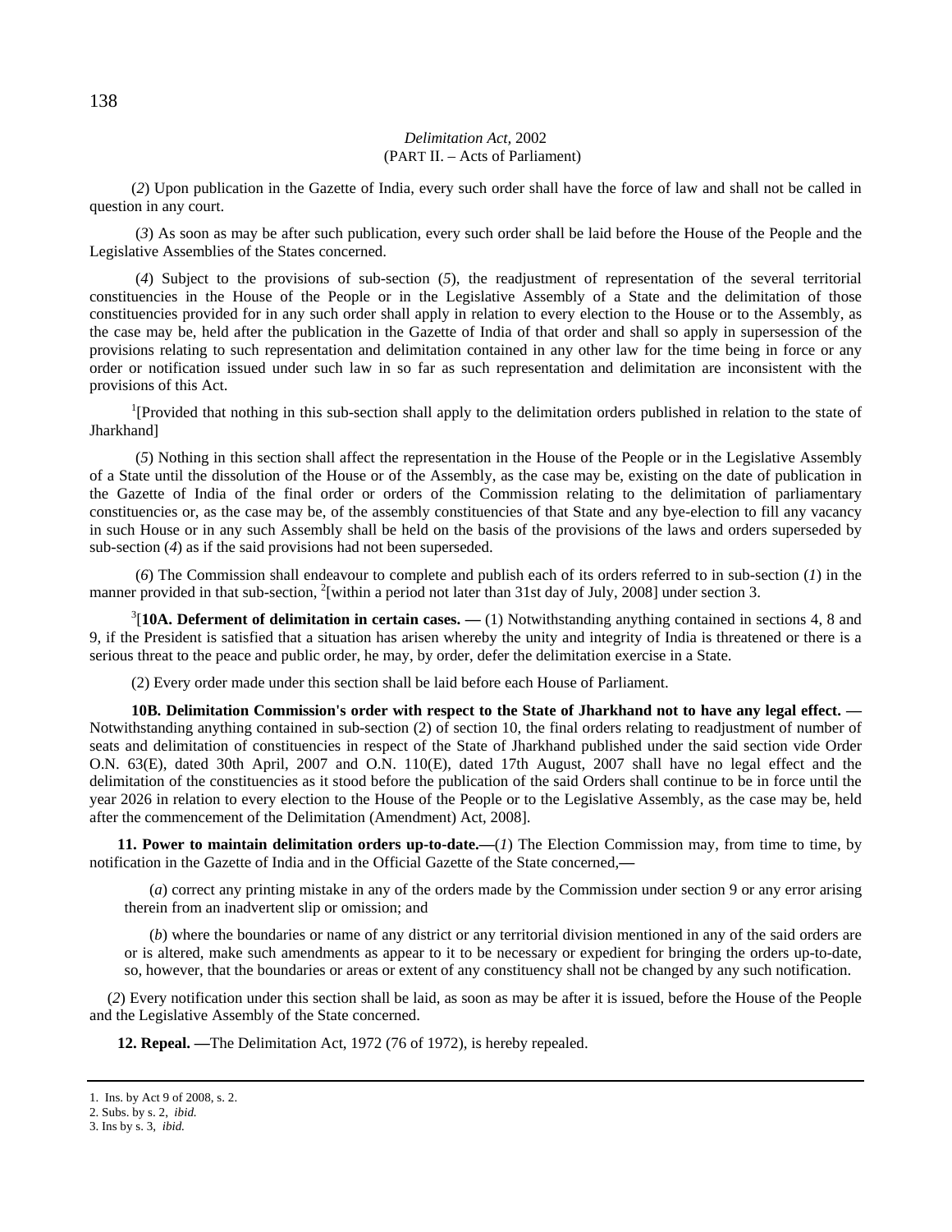(*2*) Upon publication in the Gazette of India, every such order shall have the force of law and shall not be called in question in any court.

(*3*) As soon as may be after such publication, every such order shall be laid before the House of the People and the Legislative Assemblies of the States concerned.

(*4*) Subject to the provisions of sub-section (*5*), the readjustment of representation of the several territorial constituencies in the House of the People or in the Legislative Assembly of a State and the delimitation of those constituencies provided for in any such order shall apply in relation to every election to the House or to the Assembly, as the case may be, held after the publication in the Gazette of India of that order and shall so apply in supersession of the provisions relating to such representation and delimitation contained in any other law for the time being in force or any order or notification issued under such law in so far as such representation and delimitation are inconsistent with the provisions of this Act.

[1][Provided that nothing in this sub-section shall apply to the delimitation orders published in relation to the state of Jharkhand]

(*5*) Nothing in this section shall affect the representation in the House of the People or in the Legislative Assembly of a State until the dissolution of the House or of the Assembly, as the case may be, existing on the date of publication in the Gazette of India of the final order or orders of the Commission relating to the delimitation of parliamentary constituencies or, as the case may be, of the assembly constituencies of that State and any bye-election to fill any vacancy in such House or in any such Assembly shall be held on the basis of the provisions of the laws and orders superseded by sub-section (*4*) as if the said provisions had not been superseded.

(*6*) The Commission shall endeavour to complete and publish each of its orders referred to in sub-section (*1*) in the manner provided in that sub-section, [2][within a period not later than 31st day of July, 2008] under section 3.

[3][**10A. Deferment of delimitation in certain cases. —** (1) Notwithstanding anything contained in sections 4, 8 and 9, if the President is satisfied that a situation has arisen whereby the unity and integrity of India is threatened or there is a serious threat to the peace and public order, he may, by order, defer the delimitation exercise in a State.

(2) Every order made under this section shall be laid before each House of Parliament.

**10B. Delimitation Commission's order with respect to the State of Jharkhand not to have any legal effect. —** Notwithstanding anything contained in sub-section (2) of section 10, the final orders relating to readjustment of number of seats and delimitation of constituencies in respect of the State of Jharkhand published under the said section vide Order O.N. 63(E), dated 30th April, 2007 and O.N. 110(E), dated 17th August, 2007 shall have no legal effect and the delimitation of the constituencies as it stood before the publication of the said Orders shall continue to be in force until the year 2026 in relation to every election to the House of the People or to the Legislative Assembly, as the case may be, held after the commencement of the Delimitation (Amendment) Act, 2008].

**11. Power to maintain delimitation orders up-to-date.—**(*1*) The Election Commission may, from time to time, by notification in the Gazette of India and in the Official Gazette of the State concerned,—

(*a*) correct any printing mistake in any of the orders made by the Commission under section 9 or any error arising therein from an inadvertent slip or omission; and

(*b*) where the boundaries or name of any district or any territorial division mentioned in any of the said orders are or is altered, make such amendments as appear to it to be necessary or expedient for bringing the orders up-to-date, so, however, that the boundaries or areas or extent of any constituency shall not be changed by any such notification.

(*2*) Every notification under this section shall be laid, as soon as may be after it is issued, before the House of the People and the Legislative Assembly of the State concerned.

**12. Repeal. —**The Delimitation Act, 1972 (76 of 1972), is hereby repealed.

---

1. Ins. by Act 9 of 2008, s. 2.
2. Subs. by s. 2, *ibid.*
3. Ins by s. 3, *ibid.*